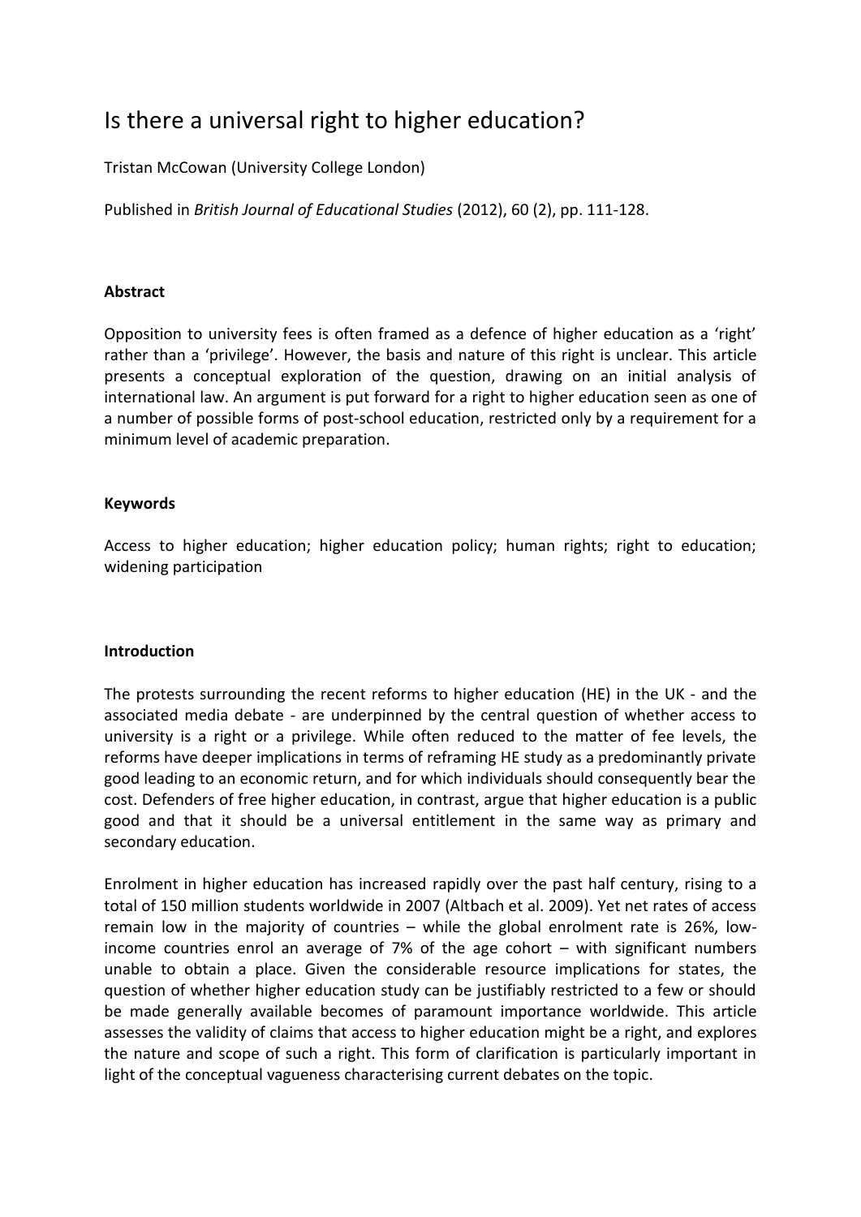# Is there a universal right to higher education?

Tristan McCowan (University College London)

Published in *British Journal of Educational Studies* (2012), 60 (2), pp. 111-128.

**Abstract**

Opposition to university fees is often framed as a defence of higher education as a 'right' rather than a 'privilege'. However, the basis and nature of this right is unclear. This article presents a conceptual exploration of the question, drawing on an initial analysis of international law. An argument is put forward for a right to higher education seen as one of a number of possible forms of post-school education, restricted only by a requirement for a minimum level of academic preparation.

**Keywords**

Access to higher education; higher education policy; human rights; right to education; widening participation

**Introduction**

The protests surrounding the recent reforms to higher education (HE) in the UK - and the associated media debate - are underpinned by the central question of whether access to university is a right or a privilege. While often reduced to the matter of fee levels, the reforms have deeper implications in terms of reframing HE study as a predominantly private good leading to an economic return, and for which individuals should consequently bear the cost. Defenders of free higher education, in contrast, argue that higher education is a public good and that it should be a universal entitlement in the same way as primary and secondary education.

Enrolment in higher education has increased rapidly over the past half century, rising to a total of 150 million students worldwide in 2007 (Altbach et al. 2009). Yet net rates of access remain low in the majority of countries – while the global enrolment rate is 26%, low-income countries enrol an average of 7% of the age cohort – with significant numbers unable to obtain a place. Given the considerable resource implications for states, the question of whether higher education study can be justifiably restricted to a few or should be made generally available becomes of paramount importance worldwide. This article assesses the validity of claims that access to higher education might be a right, and explores the nature and scope of such a right. This form of clarification is particularly important in light of the conceptual vagueness characterising current debates on the topic.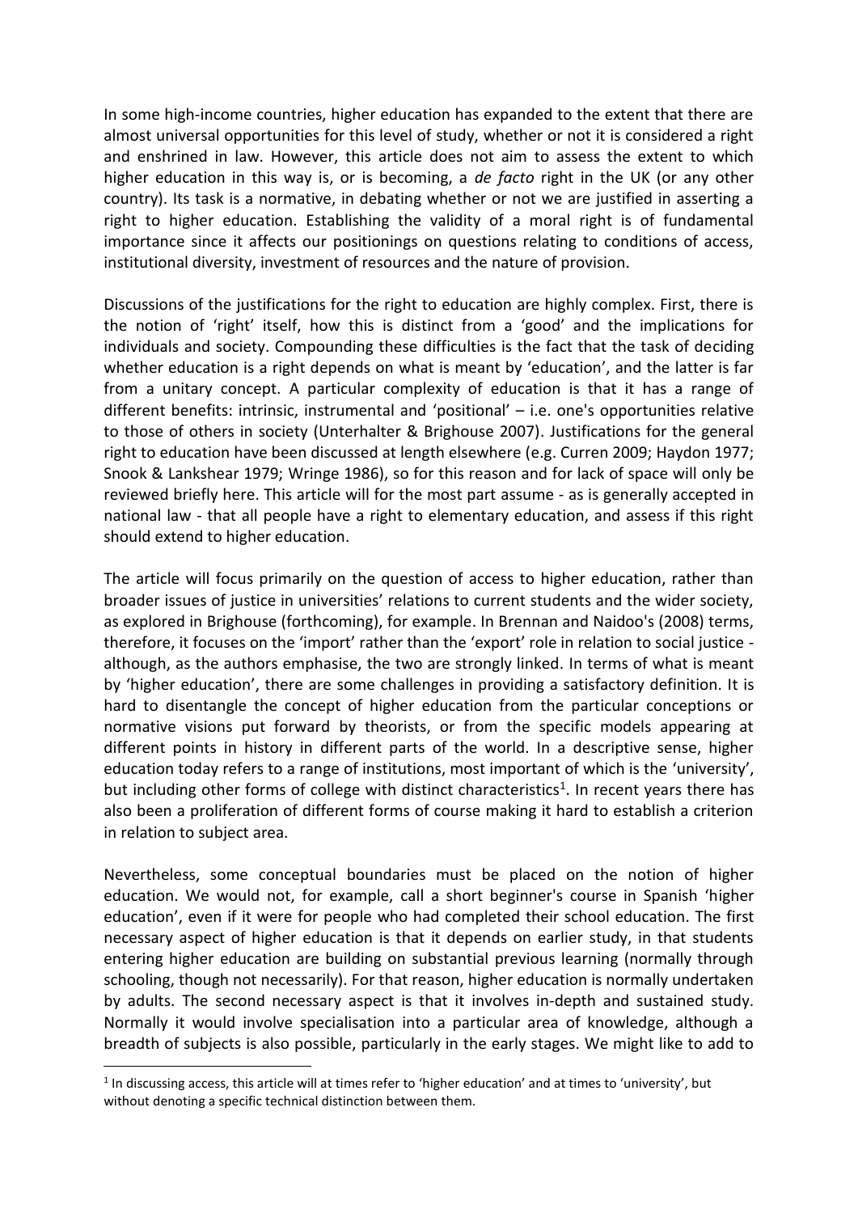In some high-income countries, higher education has expanded to the extent that there are almost universal opportunities for this level of study, whether or not it is considered a right and enshrined in law. However, this article does not aim to assess the extent to which higher education in this way is, or is becoming, a *de facto* right in the UK (or any other country). Its task is a normative, in debating whether or not we are justified in asserting a right to higher education. Establishing the validity of a moral right is of fundamental importance since it affects our positionings on questions relating to conditions of access, institutional diversity, investment of resources and the nature of provision.

Discussions of the justifications for the right to education are highly complex. First, there is the notion of 'right' itself, how this is distinct from a 'good' and the implications for individuals and society. Compounding these difficulties is the fact that the task of deciding whether education is a right depends on what is meant by 'education', and the latter is far from a unitary concept. A particular complexity of education is that it has a range of different benefits: intrinsic, instrumental and 'positional' – i.e. one's opportunities relative to those of others in society (Unterhalter & Brighouse 2007). Justifications for the general right to education have been discussed at length elsewhere (e.g. Curren 2009; Haydon 1977; Snook & Lankshear 1979; Wringe 1986), so for this reason and for lack of space will only be reviewed briefly here. This article will for the most part assume - as is generally accepted in national law - that all people have a right to elementary education, and assess if this right should extend to higher education.

The article will focus primarily on the question of access to higher education, rather than broader issues of justice in universities' relations to current students and the wider society, as explored in Brighouse (forthcoming), for example. In Brennan and Naidoo's (2008) terms, therefore, it focuses on the 'import' rather than the 'export' role in relation to social justice - although, as the authors emphasise, the two are strongly linked. In terms of what is meant by 'higher education', there are some challenges in providing a satisfactory definition. It is hard to disentangle the concept of higher education from the particular conceptions or normative visions put forward by theorists, or from the specific models appearing at different points in history in different parts of the world. In a descriptive sense, higher education today refers to a range of institutions, most important of which is the 'university', but including other forms of college with distinct characteristics[1]. In recent years there has also been a proliferation of different forms of course making it hard to establish a criterion in relation to subject area.

Nevertheless, some conceptual boundaries must be placed on the notion of higher education. We would not, for example, call a short beginner's course in Spanish 'higher education', even if it were for people who had completed their school education. The first necessary aspect of higher education is that it depends on earlier study, in that students entering higher education are building on substantial previous learning (normally through schooling, though not necessarily). For that reason, higher education is normally undertaken by adults. The second necessary aspect is that it involves in-depth and sustained study. Normally it would involve specialisation into a particular area of knowledge, although a breadth of subjects is also possible, particularly in the early stages. We might like to add to

[1] In discussing access, this article will at times refer to 'higher education' and at times to 'university', but without denoting a specific technical distinction between them.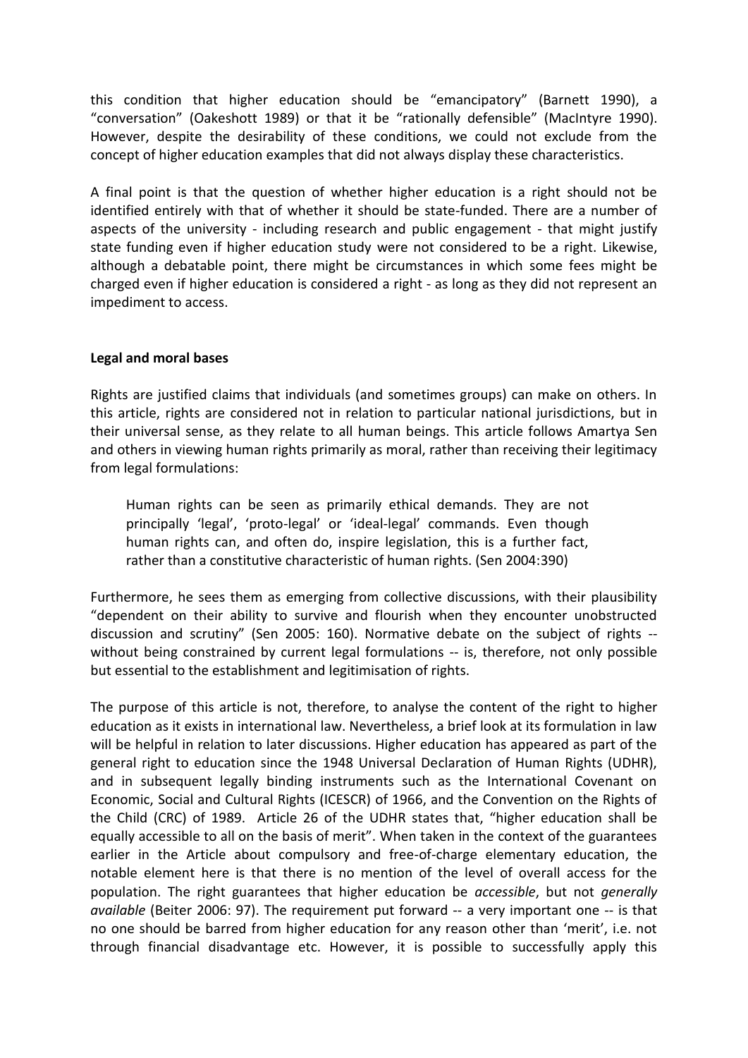this condition that higher education should be "emancipatory" (Barnett 1990), a "conversation" (Oakeshott 1989) or that it be "rationally defensible" (MacIntyre 1990). However, despite the desirability of these conditions, we could not exclude from the concept of higher education examples that did not always display these characteristics.

A final point is that the question of whether higher education is a right should not be identified entirely with that of whether it should be state-funded. There are a number of aspects of the university - including research and public engagement - that might justify state funding even if higher education study were not considered to be a right. Likewise, although a debatable point, there might be circumstances in which some fees might be charged even if higher education is considered a right - as long as they did not represent an impediment to access.

**Legal and moral bases**

Rights are justified claims that individuals (and sometimes groups) can make on others. In this article, rights are considered not in relation to particular national jurisdictions, but in their universal sense, as they relate to all human beings. This article follows Amartya Sen and others in viewing human rights primarily as moral, rather than receiving their legitimacy from legal formulations:

> Human rights can be seen as primarily ethical demands. They are not principally 'legal', 'proto-legal' or 'ideal-legal' commands. Even though human rights can, and often do, inspire legislation, this is a further fact, rather than a constitutive characteristic of human rights. (Sen 2004:390)

Furthermore, he sees them as emerging from collective discussions, with their plausibility "dependent on their ability to survive and flourish when they encounter unobstructed discussion and scrutiny" (Sen 2005: 160). Normative debate on the subject of rights -- without being constrained by current legal formulations -- is, therefore, not only possible but essential to the establishment and legitimisation of rights.

The purpose of this article is not, therefore, to analyse the content of the right to higher education as it exists in international law. Nevertheless, a brief look at its formulation in law will be helpful in relation to later discussions. Higher education has appeared as part of the general right to education since the 1948 Universal Declaration of Human Rights (UDHR), and in subsequent legally binding instruments such as the International Covenant on Economic, Social and Cultural Rights (ICESCR) of 1966, and the Convention on the Rights of the Child (CRC) of 1989. Article 26 of the UDHR states that, "higher education shall be equally accessible to all on the basis of merit". When taken in the context of the guarantees earlier in the Article about compulsory and free-of-charge elementary education, the notable element here is that there is no mention of the level of overall access for the population. The right guarantees that higher education be *accessible*, but not *generally available* (Beiter 2006: 97). The requirement put forward -- a very important one -- is that no one should be barred from higher education for any reason other than 'merit', i.e. not through financial disadvantage etc. However, it is possible to successfully apply this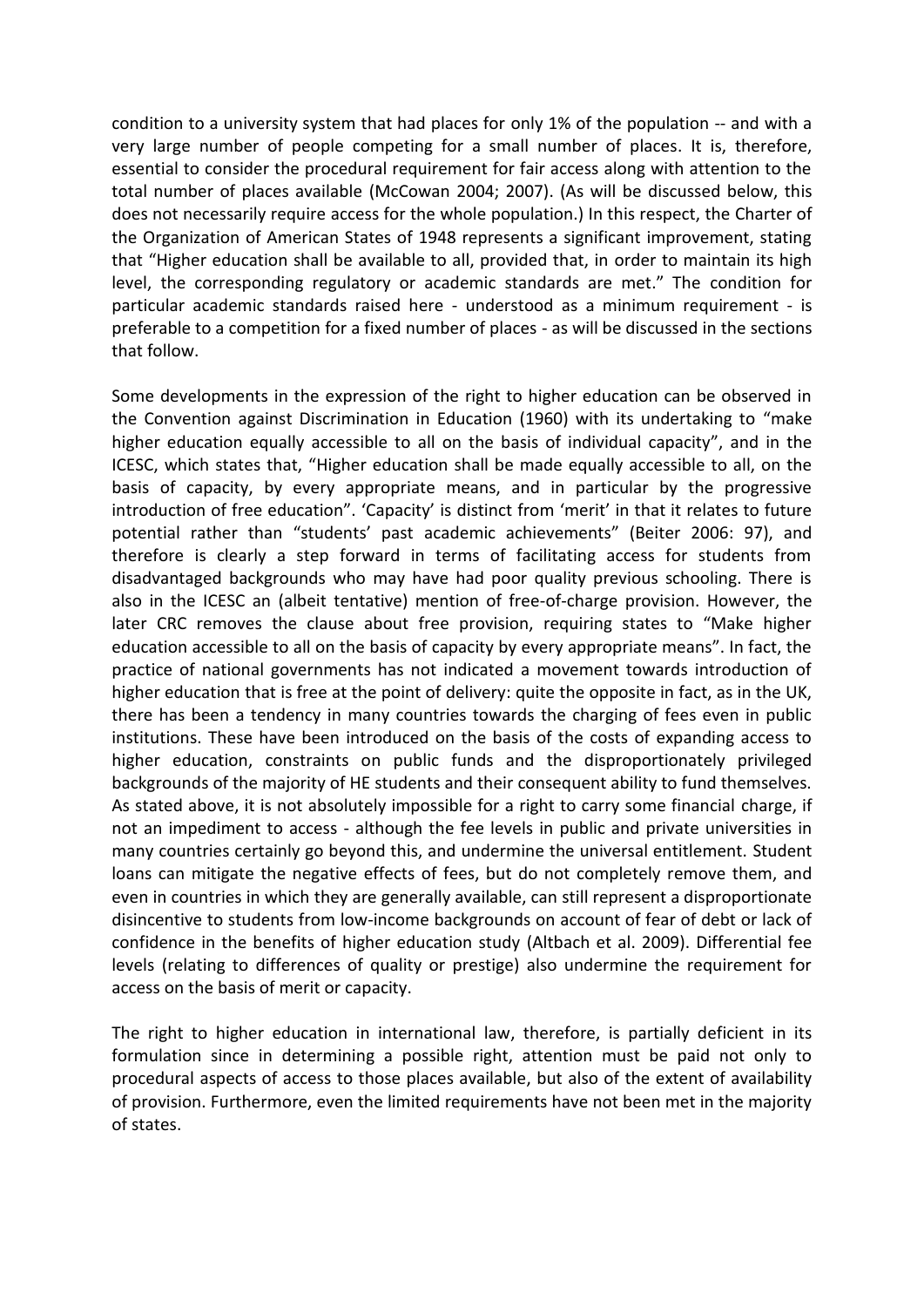condition to a university system that had places for only 1% of the population -- and with a very large number of people competing for a small number of places. It is, therefore, essential to consider the procedural requirement for fair access along with attention to the total number of places available (McCowan 2004; 2007). (As will be discussed below, this does not necessarily require access for the whole population.) In this respect, the Charter of the Organization of American States of 1948 represents a significant improvement, stating that "Higher education shall be available to all, provided that, in order to maintain its high level, the corresponding regulatory or academic standards are met." The condition for particular academic standards raised here - understood as a minimum requirement - is preferable to a competition for a fixed number of places - as will be discussed in the sections that follow.

Some developments in the expression of the right to higher education can be observed in the Convention against Discrimination in Education (1960) with its undertaking to "make higher education equally accessible to all on the basis of individual capacity", and in the ICESC, which states that, "Higher education shall be made equally accessible to all, on the basis of capacity, by every appropriate means, and in particular by the progressive introduction of free education". 'Capacity' is distinct from 'merit' in that it relates to future potential rather than "students' past academic achievements" (Beiter 2006: 97), and therefore is clearly a step forward in terms of facilitating access for students from disadvantaged backgrounds who may have had poor quality previous schooling. There is also in the ICESC an (albeit tentative) mention of free-of-charge provision. However, the later CRC removes the clause about free provision, requiring states to "Make higher education accessible to all on the basis of capacity by every appropriate means". In fact, the practice of national governments has not indicated a movement towards introduction of higher education that is free at the point of delivery: quite the opposite in fact, as in the UK, there has been a tendency in many countries towards the charging of fees even in public institutions. These have been introduced on the basis of the costs of expanding access to higher education, constraints on public funds and the disproportionately privileged backgrounds of the majority of HE students and their consequent ability to fund themselves. As stated above, it is not absolutely impossible for a right to carry some financial charge, if not an impediment to access - although the fee levels in public and private universities in many countries certainly go beyond this, and undermine the universal entitlement. Student loans can mitigate the negative effects of fees, but do not completely remove them, and even in countries in which they are generally available, can still represent a disproportionate disincentive to students from low-income backgrounds on account of fear of debt or lack of confidence in the benefits of higher education study (Altbach et al. 2009). Differential fee levels (relating to differences of quality or prestige) also undermine the requirement for access on the basis of merit or capacity.

The right to higher education in international law, therefore, is partially deficient in its formulation since in determining a possible right, attention must be paid not only to procedural aspects of access to those places available, but also of the extent of availability of provision. Furthermore, even the limited requirements have not been met in the majority of states.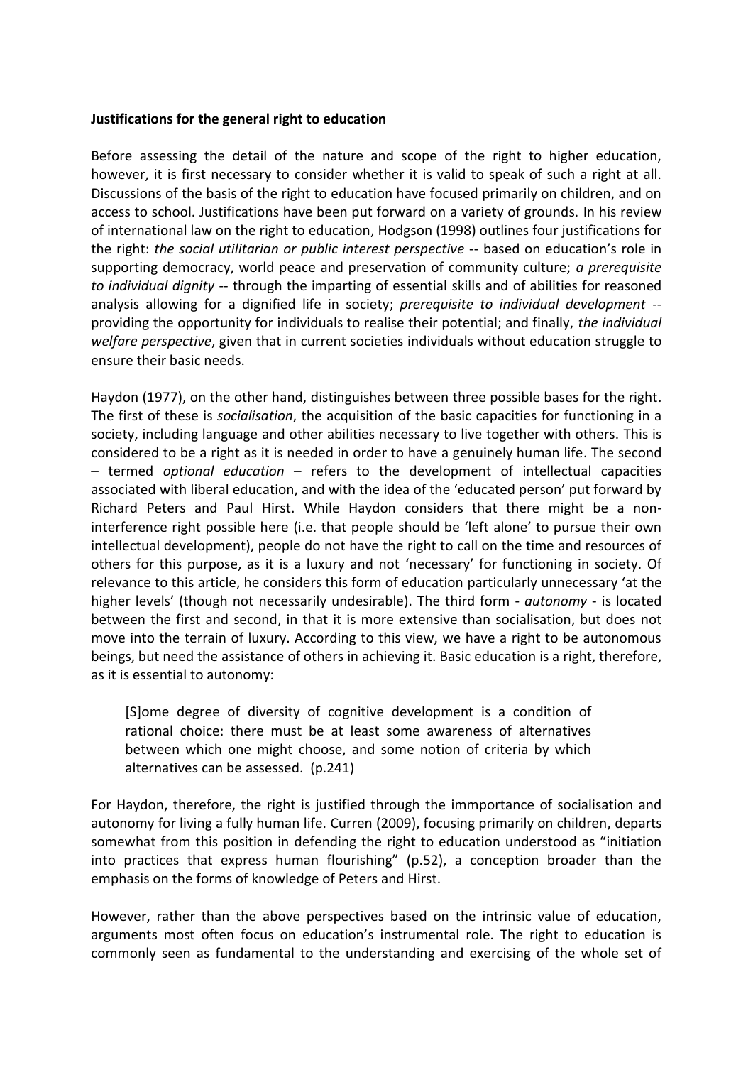**Justifications for the general right to education**

Before assessing the detail of the nature and scope of the right to higher education, however, it is first necessary to consider whether it is valid to speak of such a right at all. Discussions of the basis of the right to education have focused primarily on children, and on access to school. Justifications have been put forward on a variety of grounds. In his review of international law on the right to education, Hodgson (1998) outlines four justifications for the right: *the social utilitarian or public interest perspective* -- based on education's role in supporting democracy, world peace and preservation of community culture; *a prerequisite to individual dignity* -- through the imparting of essential skills and of abilities for reasoned analysis allowing for a dignified life in society; *prerequisite to individual development* -- providing the opportunity for individuals to realise their potential; and finally, *the individual welfare perspective*, given that in current societies individuals without education struggle to ensure their basic needs.

Haydon (1977), on the other hand, distinguishes between three possible bases for the right. The first of these is *socialisation*, the acquisition of the basic capacities for functioning in a society, including language and other abilities necessary to live together with others. This is considered to be a right as it is needed in order to have a genuinely human life. The second – termed *optional education* – refers to the development of intellectual capacities associated with liberal education, and with the idea of the 'educated person' put forward by Richard Peters and Paul Hirst. While Haydon considers that there might be a non-interference right possible here (i.e. that people should be 'left alone' to pursue their own intellectual development), people do not have the right to call on the time and resources of others for this purpose, as it is a luxury and not 'necessary' for functioning in society. Of relevance to this article, he considers this form of education particularly unnecessary 'at the higher levels' (though not necessarily undesirable). The third form - *autonomy* - is located between the first and second, in that it is more extensive than socialisation, but does not move into the terrain of luxury. According to this view, we have a right to be autonomous beings, but need the assistance of others in achieving it. Basic education is a right, therefore, as it is essential to autonomy:

> [S]ome degree of diversity of cognitive development is a condition of rational choice: there must be at least some awareness of alternatives between which one might choose, and some notion of criteria by which alternatives can be assessed. (p.241)

For Haydon, therefore, the right is justified through the immportance of socialisation and autonomy for living a fully human life. Curren (2009), focusing primarily on children, departs somewhat from this position in defending the right to education understood as "initiation into practices that express human flourishing" (p.52), a conception broader than the emphasis on the forms of knowledge of Peters and Hirst.

However, rather than the above perspectives based on the intrinsic value of education, arguments most often focus on education's instrumental role. The right to education is commonly seen as fundamental to the understanding and exercising of the whole set of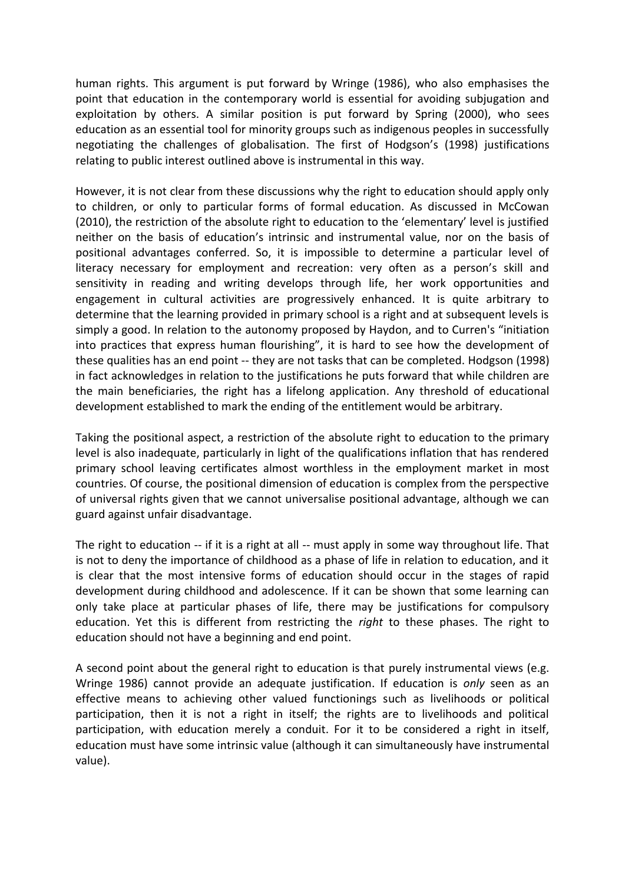human rights. This argument is put forward by Wringe (1986), who also emphasises the point that education in the contemporary world is essential for avoiding subjugation and exploitation by others. A similar position is put forward by Spring (2000), who sees education as an essential tool for minority groups such as indigenous peoples in successfully negotiating the challenges of globalisation. The first of Hodgson's (1998) justifications relating to public interest outlined above is instrumental in this way.

However, it is not clear from these discussions why the right to education should apply only to children, or only to particular forms of formal education. As discussed in McCowan (2010), the restriction of the absolute right to education to the 'elementary' level is justified neither on the basis of education's intrinsic and instrumental value, nor on the basis of positional advantages conferred. So, it is impossible to determine a particular level of literacy necessary for employment and recreation: very often as a person's skill and sensitivity in reading and writing develops through life, her work opportunities and engagement in cultural activities are progressively enhanced. It is quite arbitrary to determine that the learning provided in primary school is a right and at subsequent levels is simply a good. In relation to the autonomy proposed by Haydon, and to Curren's "initiation into practices that express human flourishing", it is hard to see how the development of these qualities has an end point -- they are not tasks that can be completed. Hodgson (1998) in fact acknowledges in relation to the justifications he puts forward that while children are the main beneficiaries, the right has a lifelong application. Any threshold of educational development established to mark the ending of the entitlement would be arbitrary.

Taking the positional aspect, a restriction of the absolute right to education to the primary level is also inadequate, particularly in light of the qualifications inflation that has rendered primary school leaving certificates almost worthless in the employment market in most countries. Of course, the positional dimension of education is complex from the perspective of universal rights given that we cannot universalise positional advantage, although we can guard against unfair disadvantage.

The right to education -- if it is a right at all -- must apply in some way throughout life. That is not to deny the importance of childhood as a phase of life in relation to education, and it is clear that the most intensive forms of education should occur in the stages of rapid development during childhood and adolescence. If it can be shown that some learning can only take place at particular phases of life, there may be justifications for compulsory education. Yet this is different from restricting the *right* to these phases. The right to education should not have a beginning and end point.

A second point about the general right to education is that purely instrumental views (e.g. Wringe 1986) cannot provide an adequate justification. If education is *only* seen as an effective means to achieving other valued functionings such as livelihoods or political participation, then it is not a right in itself; the rights are to livelihoods and political participation, with education merely a conduit. For it to be considered a right in itself, education must have some intrinsic value (although it can simultaneously have instrumental value).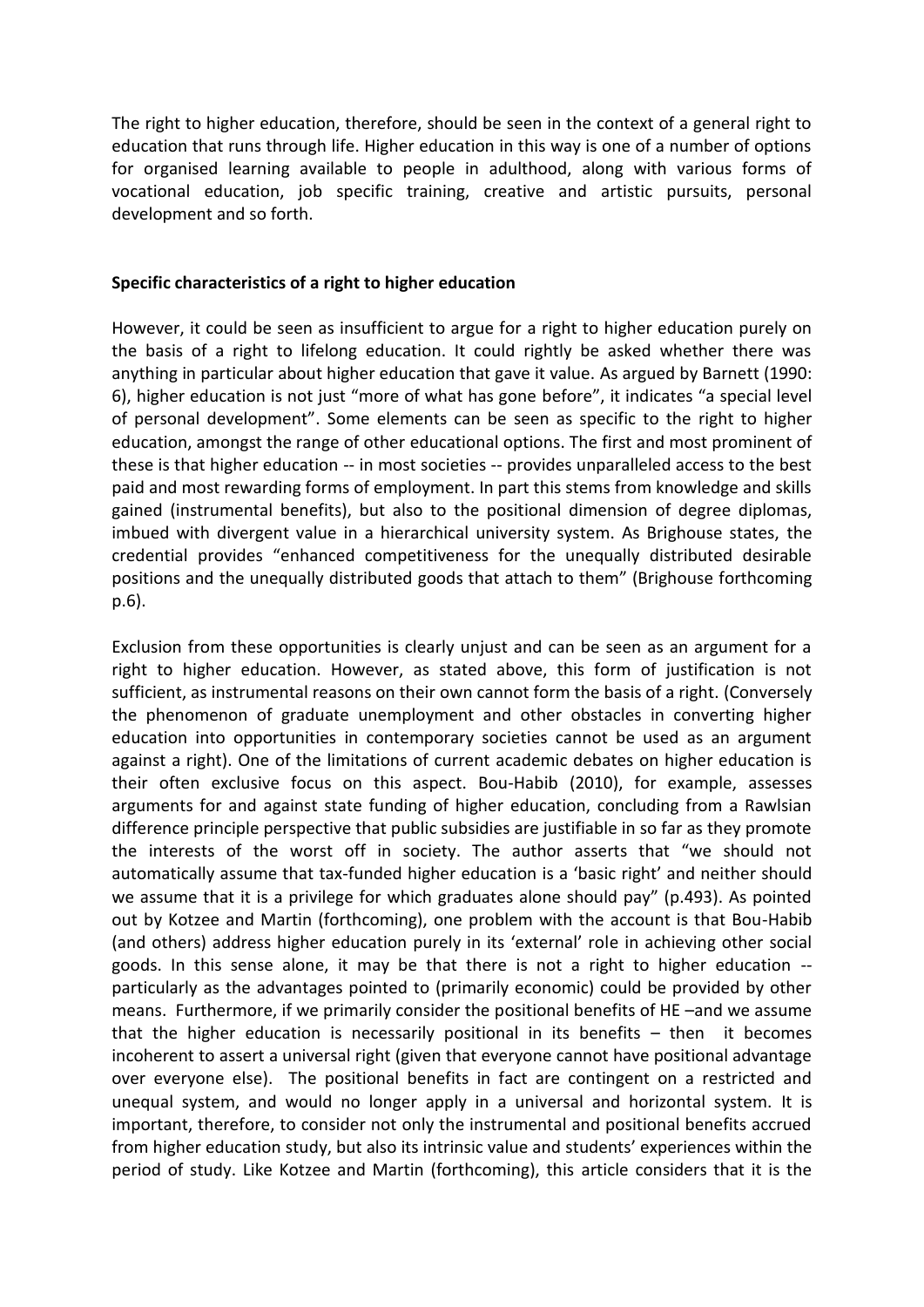The right to higher education, therefore, should be seen in the context of a general right to education that runs through life. Higher education in this way is one of a number of options for organised learning available to people in adulthood, along with various forms of vocational education, job specific training, creative and artistic pursuits, personal development and so forth.

**Specific characteristics of a right to higher education**

However, it could be seen as insufficient to argue for a right to higher education purely on the basis of a right to lifelong education. It could rightly be asked whether there was anything in particular about higher education that gave it value. As argued by Barnett (1990: 6), higher education is not just "more of what has gone before", it indicates "a special level of personal development". Some elements can be seen as specific to the right to higher education, amongst the range of other educational options. The first and most prominent of these is that higher education -- in most societies -- provides unparalleled access to the best paid and most rewarding forms of employment. In part this stems from knowledge and skills gained (instrumental benefits), but also to the positional dimension of degree diplomas, imbued with divergent value in a hierarchical university system. As Brighouse states, the credential provides "enhanced competitiveness for the unequally distributed desirable positions and the unequally distributed goods that attach to them" (Brighouse forthcoming p.6).

Exclusion from these opportunities is clearly unjust and can be seen as an argument for a right to higher education. However, as stated above, this form of justification is not sufficient, as instrumental reasons on their own cannot form the basis of a right. (Conversely the phenomenon of graduate unemployment and other obstacles in converting higher education into opportunities in contemporary societies cannot be used as an argument against a right). One of the limitations of current academic debates on higher education is their often exclusive focus on this aspect. Bou-Habib (2010), for example, assesses arguments for and against state funding of higher education, concluding from a Rawlsian difference principle perspective that public subsidies are justifiable in so far as they promote the interests of the worst off in society. The author asserts that "we should not automatically assume that tax-funded higher education is a 'basic right' and neither should we assume that it is a privilege for which graduates alone should pay" (p.493). As pointed out by Kotzee and Martin (forthcoming), one problem with the account is that Bou-Habib (and others) address higher education purely in its 'external' role in achieving other social goods. In this sense alone, it may be that there is not a right to higher education -- particularly as the advantages pointed to (primarily economic) could be provided by other means. Furthermore, if we primarily consider the positional benefits of HE –and we assume that the higher education is necessarily positional in its benefits – then it becomes incoherent to assert a universal right (given that everyone cannot have positional advantage over everyone else). The positional benefits in fact are contingent on a restricted and unequal system, and would no longer apply in a universal and horizontal system. It is important, therefore, to consider not only the instrumental and positional benefits accrued from higher education study, but also its intrinsic value and students' experiences within the period of study. Like Kotzee and Martin (forthcoming), this article considers that it is the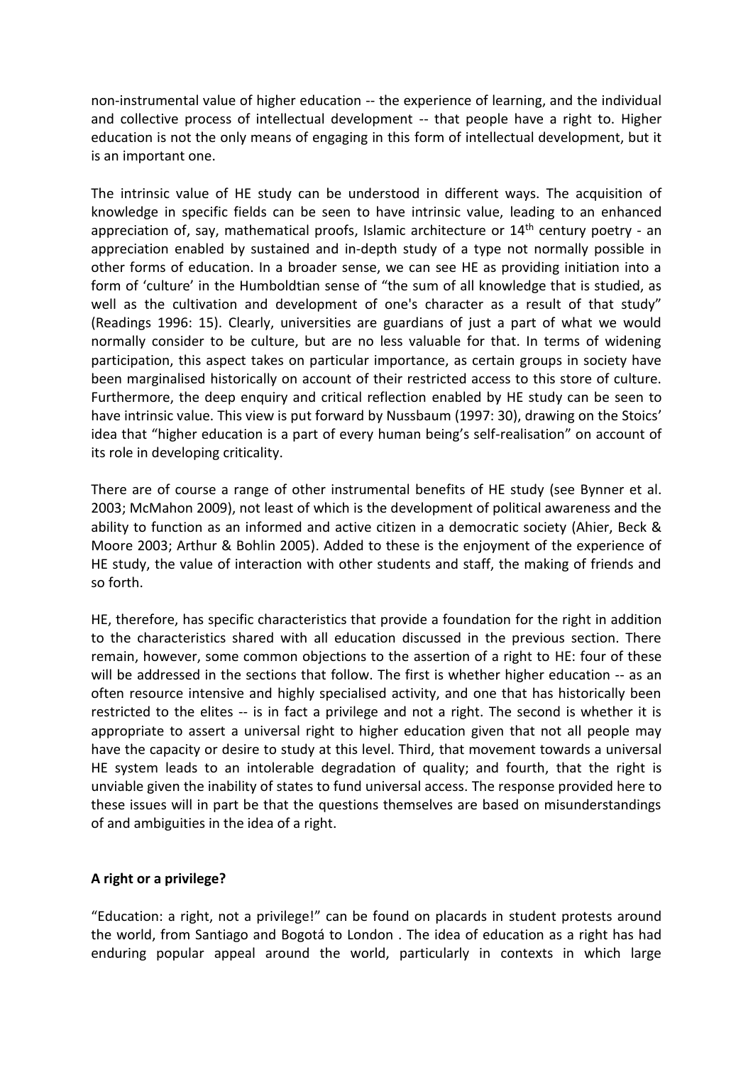non-instrumental value of higher education -- the experience of learning, and the individual and collective process of intellectual development -- that people have a right to. Higher education is not the only means of engaging in this form of intellectual development, but it is an important one.

The intrinsic value of HE study can be understood in different ways. The acquisition of knowledge in specific fields can be seen to have intrinsic value, leading to an enhanced appreciation of, say, mathematical proofs, Islamic architecture or 14th century poetry - an appreciation enabled by sustained and in-depth study of a type not normally possible in other forms of education. In a broader sense, we can see HE as providing initiation into a form of 'culture' in the Humboldtian sense of "the sum of all knowledge that is studied, as well as the cultivation and development of one's character as a result of that study" (Readings 1996: 15). Clearly, universities are guardians of just a part of what we would normally consider to be culture, but are no less valuable for that. In terms of widening participation, this aspect takes on particular importance, as certain groups in society have been marginalised historically on account of their restricted access to this store of culture. Furthermore, the deep enquiry and critical reflection enabled by HE study can be seen to have intrinsic value. This view is put forward by Nussbaum (1997: 30), drawing on the Stoics' idea that "higher education is a part of every human being's self-realisation" on account of its role in developing criticality.

There are of course a range of other instrumental benefits of HE study (see Bynner et al. 2003; McMahon 2009), not least of which is the development of political awareness and the ability to function as an informed and active citizen in a democratic society (Ahier, Beck & Moore 2003; Arthur & Bohlin 2005). Added to these is the enjoyment of the experience of HE study, the value of interaction with other students and staff, the making of friends and so forth.

HE, therefore, has specific characteristics that provide a foundation for the right in addition to the characteristics shared with all education discussed in the previous section. There remain, however, some common objections to the assertion of a right to HE: four of these will be addressed in the sections that follow. The first is whether higher education -- as an often resource intensive and highly specialised activity, and one that has historically been restricted to the elites -- is in fact a privilege and not a right. The second is whether it is appropriate to assert a universal right to higher education given that not all people may have the capacity or desire to study at this level. Third, that movement towards a universal HE system leads to an intolerable degradation of quality; and fourth, that the right is unviable given the inability of states to fund universal access. The response provided here to these issues will in part be that the questions themselves are based on misunderstandings of and ambiguities in the idea of a right.

**A right or a privilege?**

"Education: a right, not a privilege!" can be found on placards in student protests around the world, from Santiago and Bogotá to London . The idea of education as a right has had enduring popular appeal around the world, particularly in contexts in which large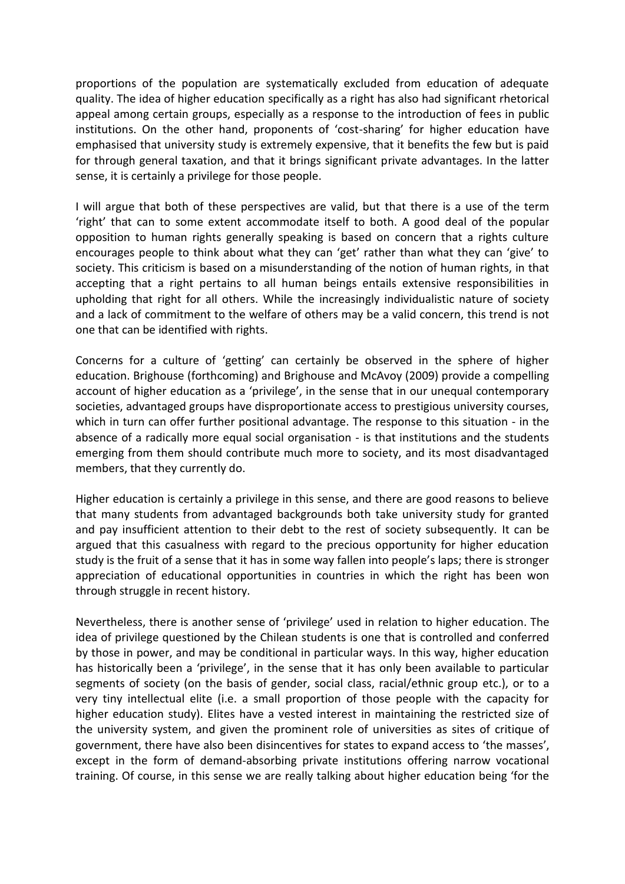proportions of the population are systematically excluded from education of adequate quality. The idea of higher education specifically as a right has also had significant rhetorical appeal among certain groups, especially as a response to the introduction of fees in public institutions. On the other hand, proponents of 'cost-sharing' for higher education have emphasised that university study is extremely expensive, that it benefits the few but is paid for through general taxation, and that it brings significant private advantages. In the latter sense, it is certainly a privilege for those people.

I will argue that both of these perspectives are valid, but that there is a use of the term 'right' that can to some extent accommodate itself to both. A good deal of the popular opposition to human rights generally speaking is based on concern that a rights culture encourages people to think about what they can 'get' rather than what they can 'give' to society. This criticism is based on a misunderstanding of the notion of human rights, in that accepting that a right pertains to all human beings entails extensive responsibilities in upholding that right for all others. While the increasingly individualistic nature of society and a lack of commitment to the welfare of others may be a valid concern, this trend is not one that can be identified with rights.

Concerns for a culture of 'getting' can certainly be observed in the sphere of higher education. Brighouse (forthcoming) and Brighouse and McAvoy (2009) provide a compelling account of higher education as a 'privilege', in the sense that in our unequal contemporary societies, advantaged groups have disproportionate access to prestigious university courses, which in turn can offer further positional advantage. The response to this situation - in the absence of a radically more equal social organisation - is that institutions and the students emerging from them should contribute much more to society, and its most disadvantaged members, that they currently do.

Higher education is certainly a privilege in this sense, and there are good reasons to believe that many students from advantaged backgrounds both take university study for granted and pay insufficient attention to their debt to the rest of society subsequently. It can be argued that this casualness with regard to the precious opportunity for higher education study is the fruit of a sense that it has in some way fallen into people's laps; there is stronger appreciation of educational opportunities in countries in which the right has been won through struggle in recent history.

Nevertheless, there is another sense of 'privilege' used in relation to higher education. The idea of privilege questioned by the Chilean students is one that is controlled and conferred by those in power, and may be conditional in particular ways. In this way, higher education has historically been a 'privilege', in the sense that it has only been available to particular segments of society (on the basis of gender, social class, racial/ethnic group etc.), or to a very tiny intellectual elite (i.e. a small proportion of those people with the capacity for higher education study). Elites have a vested interest in maintaining the restricted size of the university system, and given the prominent role of universities as sites of critique of government, there have also been disincentives for states to expand access to 'the masses', except in the form of demand-absorbing private institutions offering narrow vocational training. Of course, in this sense we are really talking about higher education being 'for the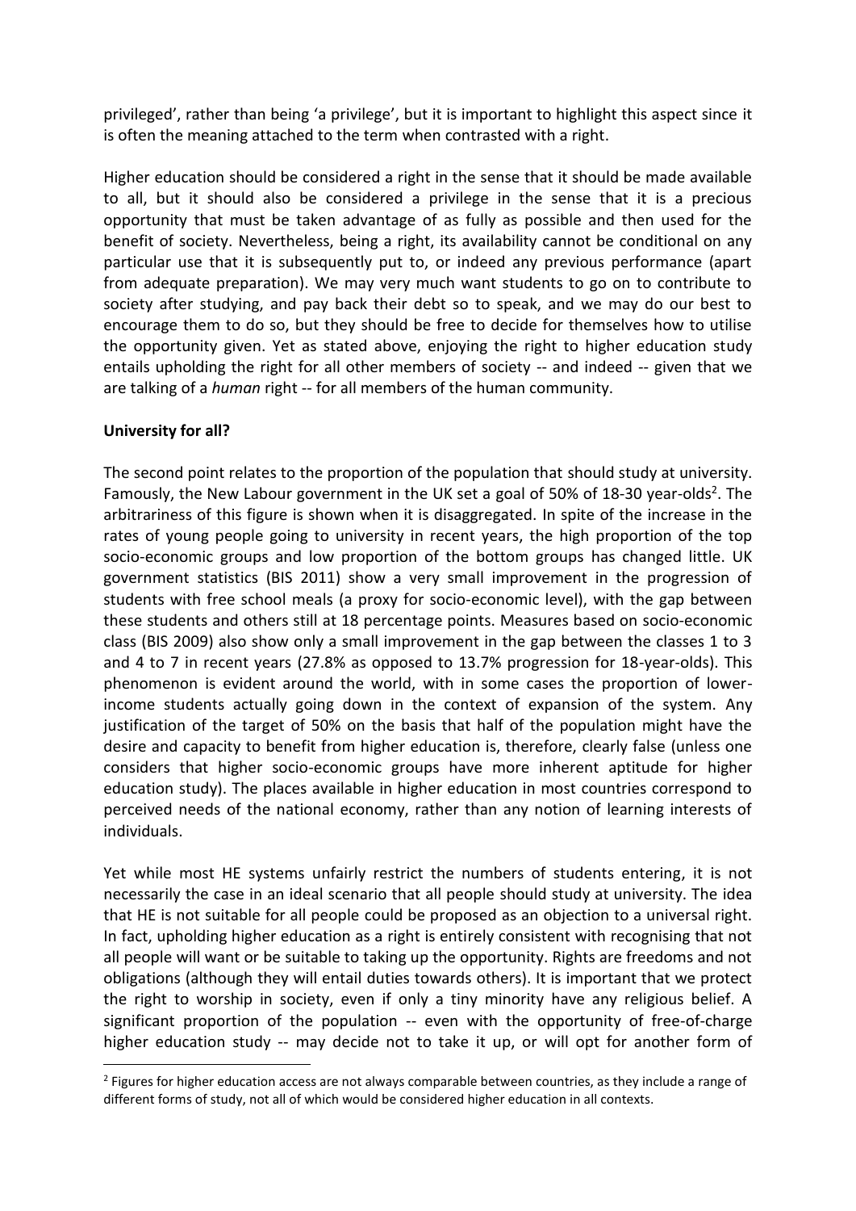privileged', rather than being 'a privilege', but it is important to highlight this aspect since it is often the meaning attached to the term when contrasted with a right.

Higher education should be considered a right in the sense that it should be made available to all, but it should also be considered a privilege in the sense that it is a precious opportunity that must be taken advantage of as fully as possible and then used for the benefit of society. Nevertheless, being a right, its availability cannot be conditional on any particular use that it is subsequently put to, or indeed any previous performance (apart from adequate preparation). We may very much want students to go on to contribute to society after studying, and pay back their debt so to speak, and we may do our best to encourage them to do so, but they should be free to decide for themselves how to utilise the opportunity given. Yet as stated above, enjoying the right to higher education study entails upholding the right for all other members of society -- and indeed -- given that we are talking of a *human* right -- for all members of the human community.

**University for all?**

The second point relates to the proportion of the population that should study at university. Famously, the New Labour government in the UK set a goal of 50% of 18-30 year-olds[2]. The arbitrariness of this figure is shown when it is disaggregated. In spite of the increase in the rates of young people going to university in recent years, the high proportion of the top socio-economic groups and low proportion of the bottom groups has changed little. UK government statistics (BIS 2011) show a very small improvement in the progression of students with free school meals (a proxy for socio-economic level), with the gap between these students and others still at 18 percentage points. Measures based on socio-economic class (BIS 2009) also show only a small improvement in the gap between the classes 1 to 3 and 4 to 7 in recent years (27.8% as opposed to 13.7% progression for 18-year-olds). This phenomenon is evident around the world, with in some cases the proportion of lower-income students actually going down in the context of expansion of the system. Any justification of the target of 50% on the basis that half of the population might have the desire and capacity to benefit from higher education is, therefore, clearly false (unless one considers that higher socio-economic groups have more inherent aptitude for higher education study). The places available in higher education in most countries correspond to perceived needs of the national economy, rather than any notion of learning interests of individuals.

Yet while most HE systems unfairly restrict the numbers of students entering, it is not necessarily the case in an ideal scenario that all people should study at university. The idea that HE is not suitable for all people could be proposed as an objection to a universal right. In fact, upholding higher education as a right is entirely consistent with recognising that not all people will want or be suitable to taking up the opportunity. Rights are freedoms and not obligations (although they will entail duties towards others). It is important that we protect the right to worship in society, even if only a tiny minority have any religious belief. A significant proportion of the population -- even with the opportunity of free-of-charge higher education study -- may decide not to take it up, or will opt for another form of

[2] Figures for higher education access are not always comparable between countries, as they include a range of different forms of study, not all of which would be considered higher education in all contexts.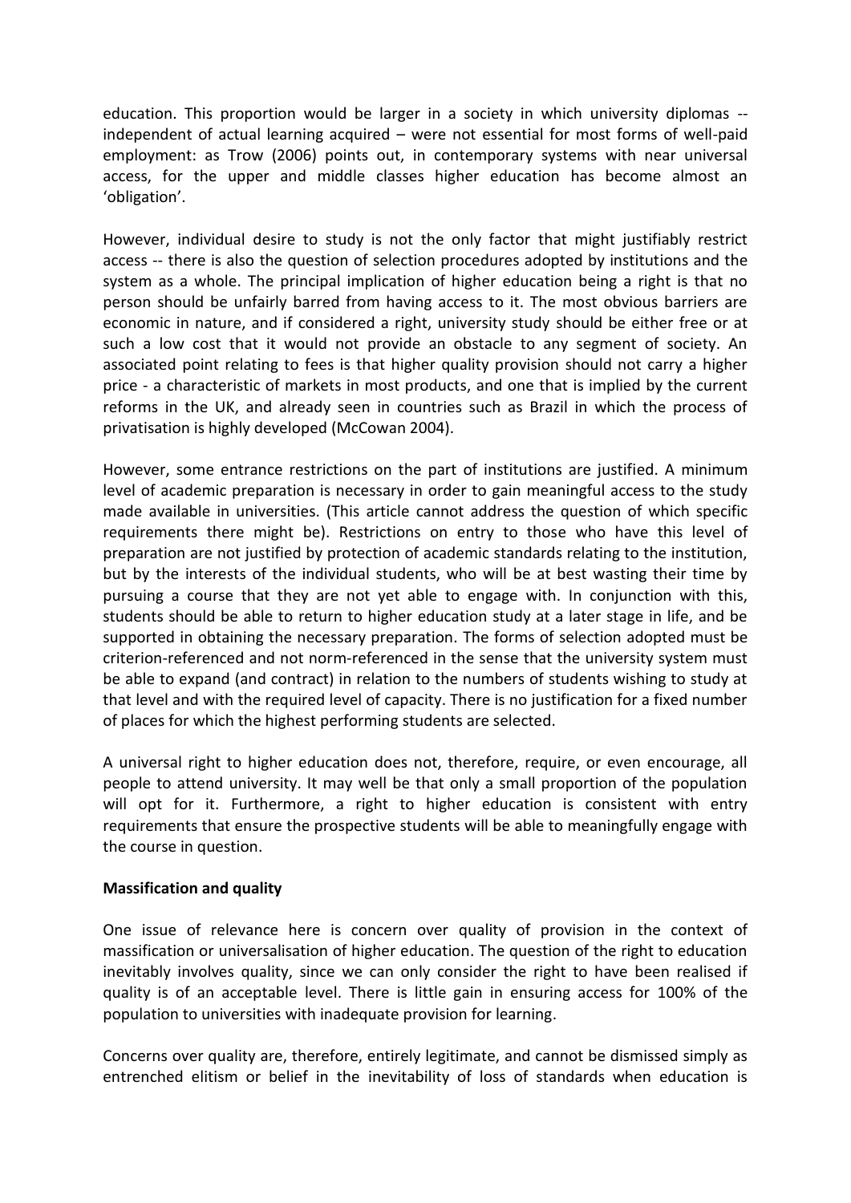education. This proportion would be larger in a society in which university diplomas -- independent of actual learning acquired – were not essential for most forms of well-paid employment: as Trow (2006) points out, in contemporary systems with near universal access, for the upper and middle classes higher education has become almost an 'obligation'.

However, individual desire to study is not the only factor that might justifiably restrict access -- there is also the question of selection procedures adopted by institutions and the system as a whole. The principal implication of higher education being a right is that no person should be unfairly barred from having access to it. The most obvious barriers are economic in nature, and if considered a right, university study should be either free or at such a low cost that it would not provide an obstacle to any segment of society. An associated point relating to fees is that higher quality provision should not carry a higher price - a characteristic of markets in most products, and one that is implied by the current reforms in the UK, and already seen in countries such as Brazil in which the process of privatisation is highly developed (McCowan 2004).

However, some entrance restrictions on the part of institutions are justified. A minimum level of academic preparation is necessary in order to gain meaningful access to the study made available in universities. (This article cannot address the question of which specific requirements there might be). Restrictions on entry to those who have this level of preparation are not justified by protection of academic standards relating to the institution, but by the interests of the individual students, who will be at best wasting their time by pursuing a course that they are not yet able to engage with. In conjunction with this, students should be able to return to higher education study at a later stage in life, and be supported in obtaining the necessary preparation. The forms of selection adopted must be criterion-referenced and not norm-referenced in the sense that the university system must be able to expand (and contract) in relation to the numbers of students wishing to study at that level and with the required level of capacity. There is no justification for a fixed number of places for which the highest performing students are selected.

A universal right to higher education does not, therefore, require, or even encourage, all people to attend university. It may well be that only a small proportion of the population will opt for it. Furthermore, a right to higher education is consistent with entry requirements that ensure the prospective students will be able to meaningfully engage with the course in question.

**Massification and quality**

One issue of relevance here is concern over quality of provision in the context of massification or universalisation of higher education. The question of the right to education inevitably involves quality, since we can only consider the right to have been realised if quality is of an acceptable level. There is little gain in ensuring access for 100% of the population to universities with inadequate provision for learning.

Concerns over quality are, therefore, entirely legitimate, and cannot be dismissed simply as entrenched elitism or belief in the inevitability of loss of standards when education is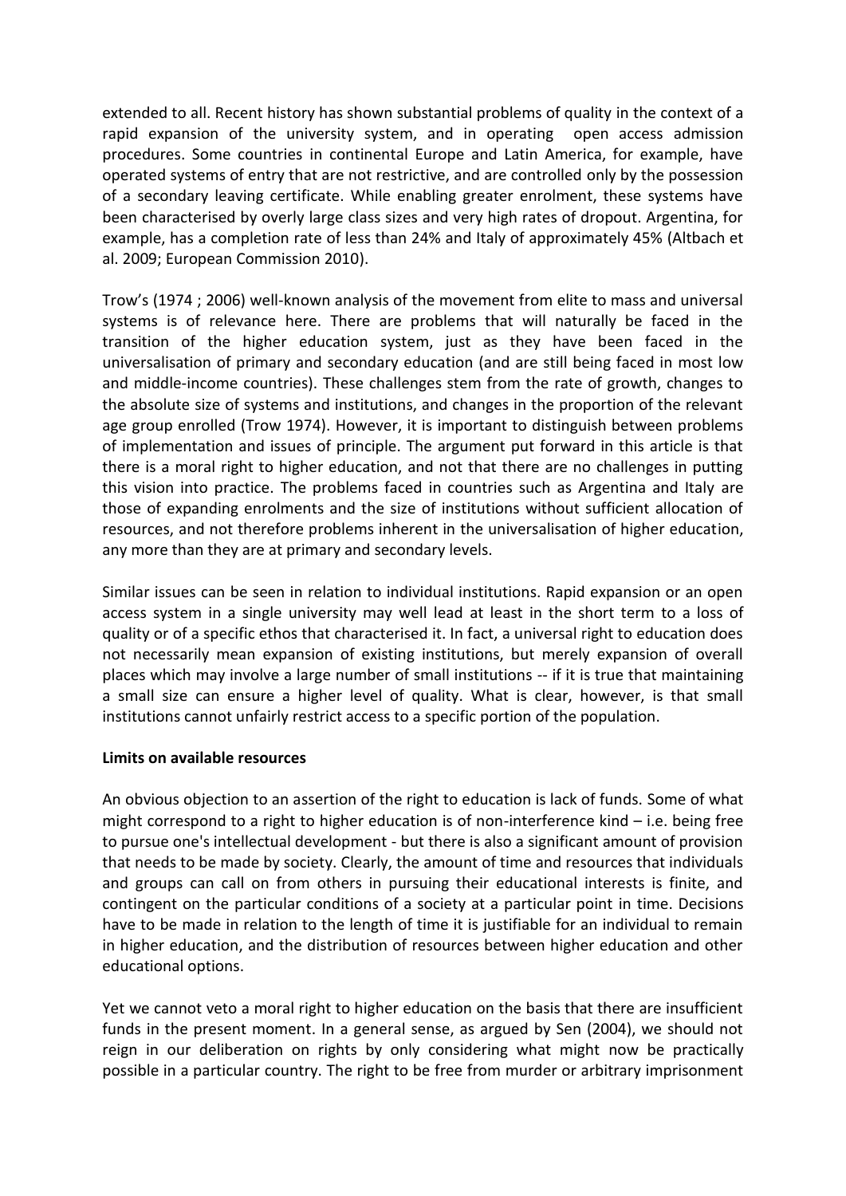extended to all. Recent history has shown substantial problems of quality in the context of a rapid expansion of the university system, and in operating open access admission procedures. Some countries in continental Europe and Latin America, for example, have operated systems of entry that are not restrictive, and are controlled only by the possession of a secondary leaving certificate. While enabling greater enrolment, these systems have been characterised by overly large class sizes and very high rates of dropout. Argentina, for example, has a completion rate of less than 24% and Italy of approximately 45% (Altbach et al. 2009; European Commission 2010).

Trow's (1974 ; 2006) well-known analysis of the movement from elite to mass and universal systems is of relevance here. There are problems that will naturally be faced in the transition of the higher education system, just as they have been faced in the universalisation of primary and secondary education (and are still being faced in most low and middle-income countries). These challenges stem from the rate of growth, changes to the absolute size of systems and institutions, and changes in the proportion of the relevant age group enrolled (Trow 1974). However, it is important to distinguish between problems of implementation and issues of principle. The argument put forward in this article is that there is a moral right to higher education, and not that there are no challenges in putting this vision into practice. The problems faced in countries such as Argentina and Italy are those of expanding enrolments and the size of institutions without sufficient allocation of resources, and not therefore problems inherent in the universalisation of higher education, any more than they are at primary and secondary levels.

Similar issues can be seen in relation to individual institutions. Rapid expansion or an open access system in a single university may well lead at least in the short term to a loss of quality or of a specific ethos that characterised it. In fact, a universal right to education does not necessarily mean expansion of existing institutions, but merely expansion of overall places which may involve a large number of small institutions -- if it is true that maintaining a small size can ensure a higher level of quality. What is clear, however, is that small institutions cannot unfairly restrict access to a specific portion of the population.

**Limits on available resources**

An obvious objection to an assertion of the right to education is lack of funds. Some of what might correspond to a right to higher education is of non-interference kind – i.e. being free to pursue one's intellectual development - but there is also a significant amount of provision that needs to be made by society. Clearly, the amount of time and resources that individuals and groups can call on from others in pursuing their educational interests is finite, and contingent on the particular conditions of a society at a particular point in time. Decisions have to be made in relation to the length of time it is justifiable for an individual to remain in higher education, and the distribution of resources between higher education and other educational options.

Yet we cannot veto a moral right to higher education on the basis that there are insufficient funds in the present moment. In a general sense, as argued by Sen (2004), we should not reign in our deliberation on rights by only considering what might now be practically possible in a particular country. The right to be free from murder or arbitrary imprisonment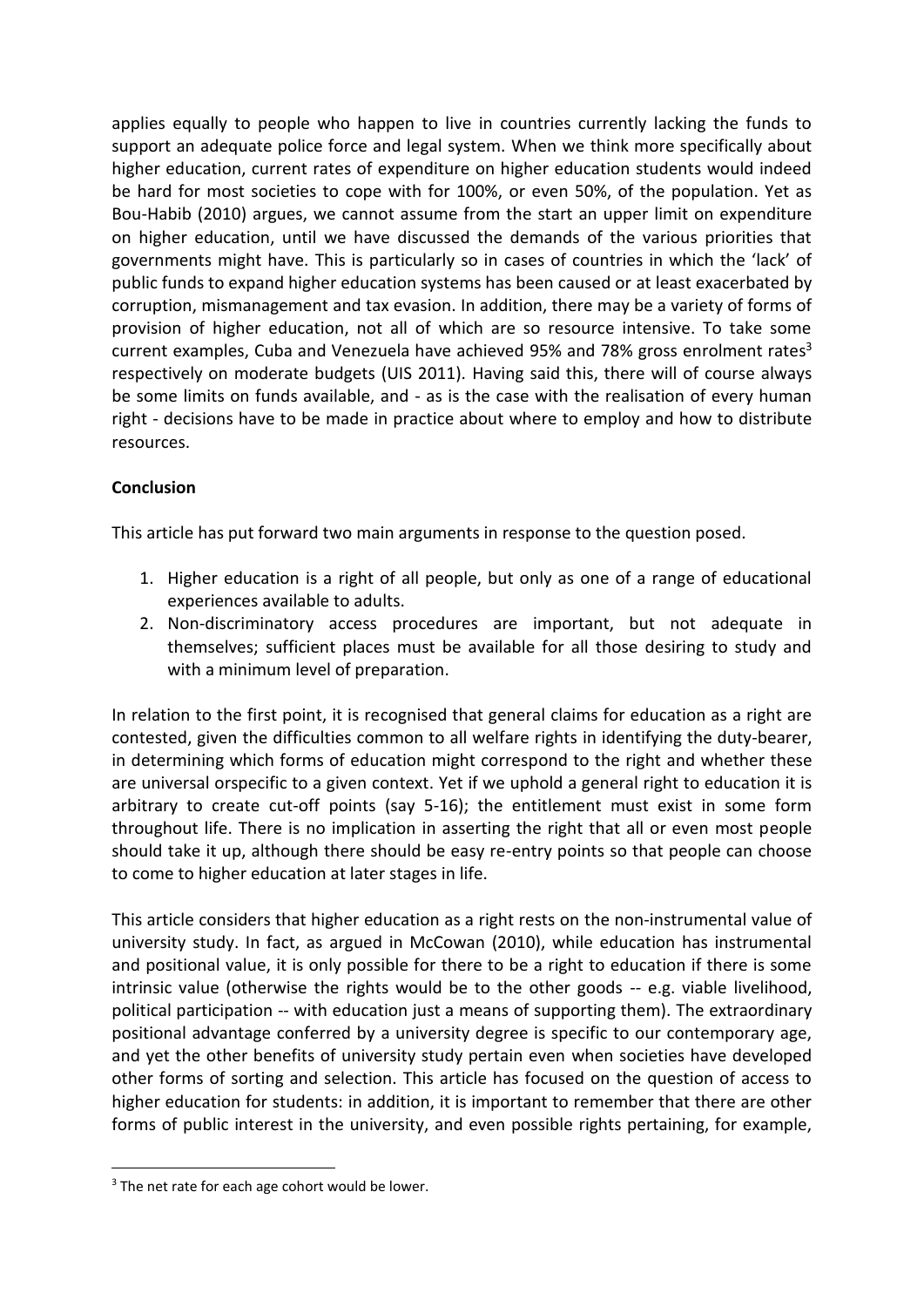applies equally to people who happen to live in countries currently lacking the funds to support an adequate police force and legal system. When we think more specifically about higher education, current rates of expenditure on higher education students would indeed be hard for most societies to cope with for 100%, or even 50%, of the population. Yet as Bou-Habib (2010) argues, we cannot assume from the start an upper limit on expenditure on higher education, until we have discussed the demands of the various priorities that governments might have. This is particularly so in cases of countries in which the 'lack' of public funds to expand higher education systems has been caused or at least exacerbated by corruption, mismanagement and tax evasion. In addition, there may be a variety of forms of provision of higher education, not all of which are so resource intensive. To take some current examples, Cuba and Venezuela have achieved 95% and 78% gross enrolment rates[3] respectively on moderate budgets (UIS 2011). Having said this, there will of course always be some limits on funds available, and - as is the case with the realisation of every human right - decisions have to be made in practice about where to employ and how to distribute resources.

**Conclusion**

This article has put forward two main arguments in response to the question posed.

1. Higher education is a right of all people, but only as one of a range of educational experiences available to adults.
2. Non-discriminatory access procedures are important, but not adequate in themselves; sufficient places must be available for all those desiring to study and with a minimum level of preparation.

In relation to the first point, it is recognised that general claims for education as a right are contested, given the difficulties common to all welfare rights in identifying the duty-bearer, in determining which forms of education might correspond to the right and whether these are universal orspecific to a given context. Yet if we uphold a general right to education it is arbitrary to create cut-off points (say 5-16); the entitlement must exist in some form throughout life. There is no implication in asserting the right that all or even most people should take it up, although there should be easy re-entry points so that people can choose to come to higher education at later stages in life.

This article considers that higher education as a right rests on the non-instrumental value of university study. In fact, as argued in McCowan (2010), while education has instrumental and positional value, it is only possible for there to be a right to education if there is some intrinsic value (otherwise the rights would be to the other goods -- e.g. viable livelihood, political participation -- with education just a means of supporting them). The extraordinary positional advantage conferred by a university degree is specific to our contemporary age, and yet the other benefits of university study pertain even when societies have developed other forms of sorting and selection. This article has focused on the question of access to higher education for students: in addition, it is important to remember that there are other forms of public interest in the university, and even possible rights pertaining, for example,

[3] The net rate for each age cohort would be lower.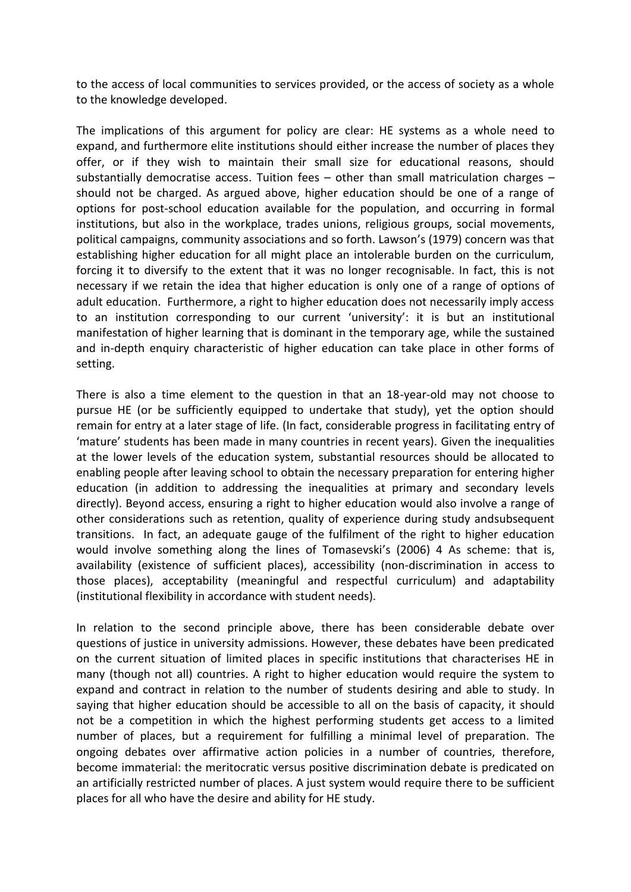to the access of local communities to services provided, or the access of society as a whole to the knowledge developed.

The implications of this argument for policy are clear: HE systems as a whole need to expand, and furthermore elite institutions should either increase the number of places they offer, or if they wish to maintain their small size for educational reasons, should substantially democratise access. Tuition fees – other than small matriculation charges – should not be charged. As argued above, higher education should be one of a range of options for post-school education available for the population, and occurring in formal institutions, but also in the workplace, trades unions, religious groups, social movements, political campaigns, community associations and so forth. Lawson's (1979) concern was that establishing higher education for all might place an intolerable burden on the curriculum, forcing it to diversify to the extent that it was no longer recognisable. In fact, this is not necessary if we retain the idea that higher education is only one of a range of options of adult education. Furthermore, a right to higher education does not necessarily imply access to an institution corresponding to our current 'university': it is but an institutional manifestation of higher learning that is dominant in the temporary age, while the sustained and in-depth enquiry characteristic of higher education can take place in other forms of setting.

There is also a time element to the question in that an 18-year-old may not choose to pursue HE (or be sufficiently equipped to undertake that study), yet the option should remain for entry at a later stage of life. (In fact, considerable progress in facilitating entry of 'mature' students has been made in many countries in recent years). Given the inequalities at the lower levels of the education system, substantial resources should be allocated to enabling people after leaving school to obtain the necessary preparation for entering higher education (in addition to addressing the inequalities at primary and secondary levels directly). Beyond access, ensuring a right to higher education would also involve a range of other considerations such as retention, quality of experience during study andsubsequent transitions. In fact, an adequate gauge of the fulfilment of the right to higher education would involve something along the lines of Tomasevski's (2006) 4 As scheme: that is, availability (existence of sufficient places), accessibility (non-discrimination in access to those places), acceptability (meaningful and respectful curriculum) and adaptability (institutional flexibility in accordance with student needs).

In relation to the second principle above, there has been considerable debate over questions of justice in university admissions. However, these debates have been predicated on the current situation of limited places in specific institutions that characterises HE in many (though not all) countries. A right to higher education would require the system to expand and contract in relation to the number of students desiring and able to study. In saying that higher education should be accessible to all on the basis of capacity, it should not be a competition in which the highest performing students get access to a limited number of places, but a requirement for fulfilling a minimal level of preparation. The ongoing debates over affirmative action policies in a number of countries, therefore, become immaterial: the meritocratic versus positive discrimination debate is predicated on an artificially restricted number of places. A just system would require there to be sufficient places for all who have the desire and ability for HE study.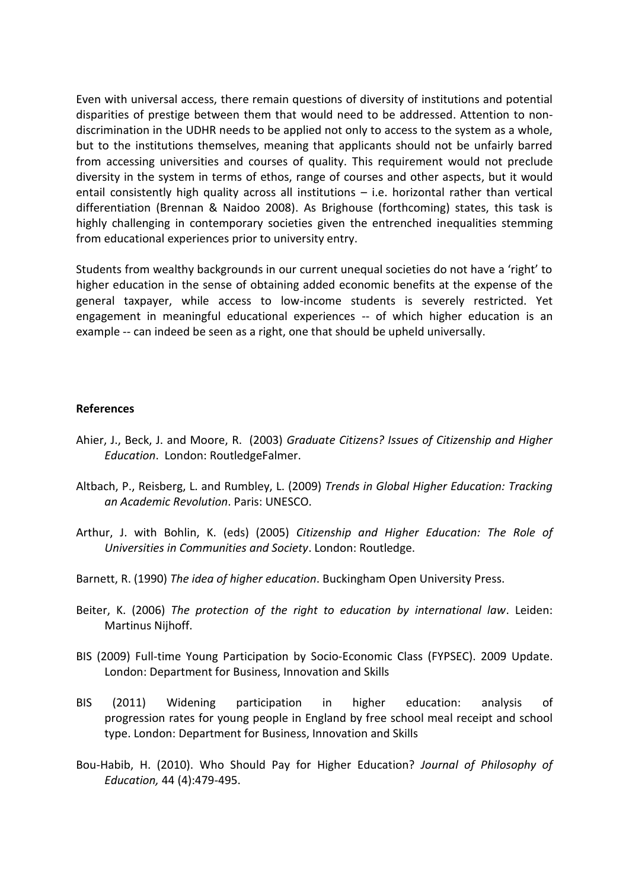Even with universal access, there remain questions of diversity of institutions and potential disparities of prestige between them that would need to be addressed. Attention to non-discrimination in the UDHR needs to be applied not only to access to the system as a whole, but to the institutions themselves, meaning that applicants should not be unfairly barred from accessing universities and courses of quality. This requirement would not preclude diversity in the system in terms of ethos, range of courses and other aspects, but it would entail consistently high quality across all institutions – i.e. horizontal rather than vertical differentiation (Brennan & Naidoo 2008). As Brighouse (forthcoming) states, this task is highly challenging in contemporary societies given the entrenched inequalities stemming from educational experiences prior to university entry.

Students from wealthy backgrounds in our current unequal societies do not have a 'right' to higher education in the sense of obtaining added economic benefits at the expense of the general taxpayer, while access to low-income students is severely restricted. Yet engagement in meaningful educational experiences -- of which higher education is an example -- can indeed be seen as a right, one that should be upheld universally.

**References**

Ahier, J., Beck, J. and Moore, R. (2003) *Graduate Citizens? Issues of Citizenship and Higher Education*. London: RoutledgeFalmer.

Altbach, P., Reisberg, L. and Rumbley, L. (2009) *Trends in Global Higher Education: Tracking an Academic Revolution*. Paris: UNESCO.

Arthur, J. with Bohlin, K. (eds) (2005) *Citizenship and Higher Education: The Role of Universities in Communities and Society*. London: Routledge.

Barnett, R. (1990) *The idea of higher education*. Buckingham Open University Press.

Beiter, K. (2006) *The protection of the right to education by international law*. Leiden: Martinus Nijhoff.

BIS (2009) Full-time Young Participation by Socio-Economic Class (FYPSEC). 2009 Update. London: Department for Business, Innovation and Skills

BIS (2011) Widening participation in higher education: analysis of progression rates for young people in England by free school meal receipt and school type. London: Department for Business, Innovation and Skills

Bou-Habib, H. (2010). Who Should Pay for Higher Education? *Journal of Philosophy of Education,* 44 (4):479-495.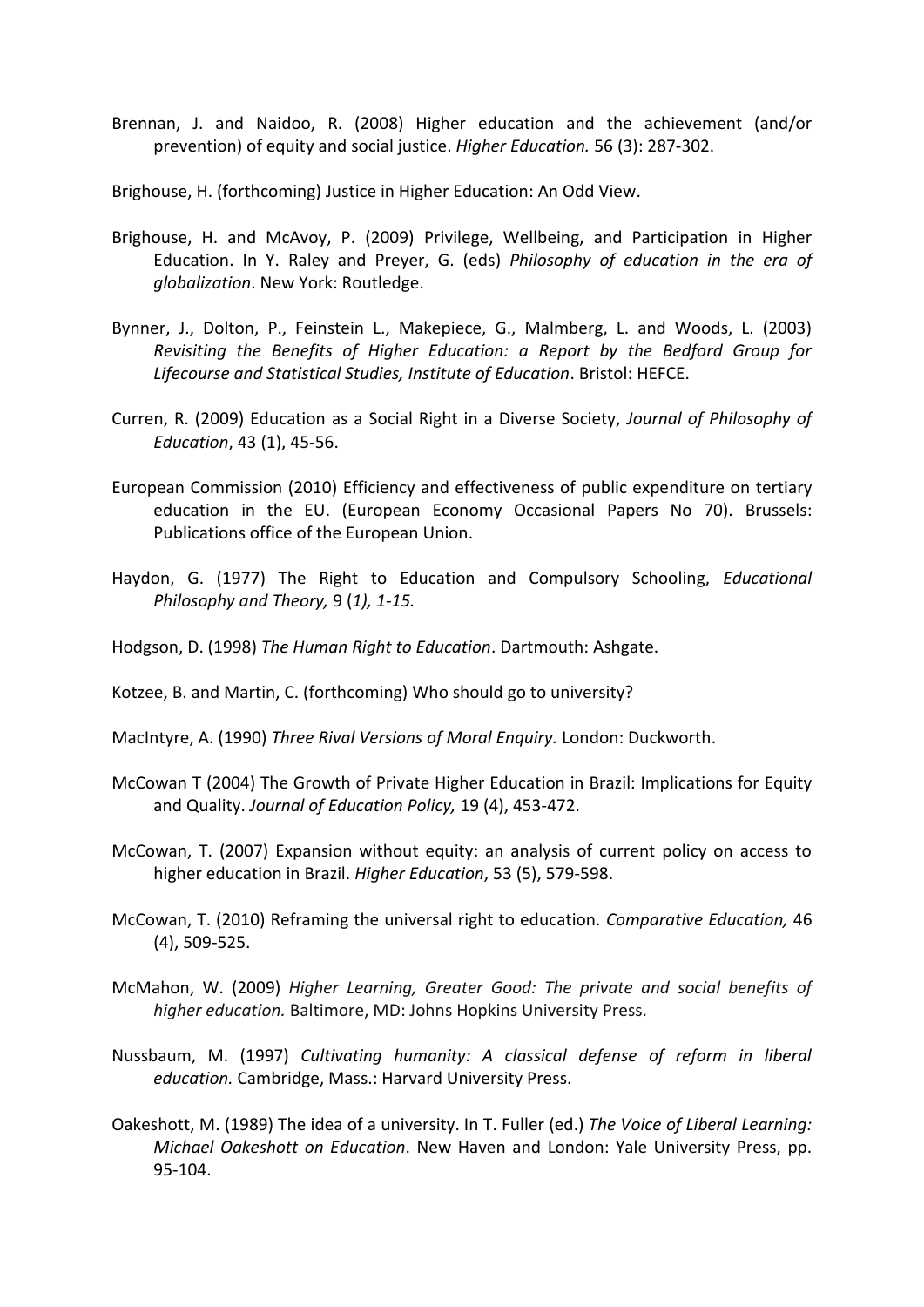Brennan, J. and Naidoo, R. (2008) Higher education and the achievement (and/or prevention) of equity and social justice. *Higher Education.* 56 (3): 287-302.

Brighouse, H. (forthcoming) Justice in Higher Education: An Odd View.

Brighouse, H. and McAvoy, P. (2009) Privilege, Wellbeing, and Participation in Higher Education. In Y. Raley and Preyer, G. (eds) *Philosophy of education in the era of globalization*. New York: Routledge.

Bynner, J., Dolton, P., Feinstein L., Makepiece, G., Malmberg, L. and Woods, L. (2003) *Revisiting the Benefits of Higher Education: a Report by the Bedford Group for Lifecourse and Statistical Studies, Institute of Education*. Bristol: HEFCE.

Curren, R. (2009) Education as a Social Right in a Diverse Society, *Journal of Philosophy of Education*, 43 (1), 45-56.

European Commission (2010) Efficiency and effectiveness of public expenditure on tertiary education in the EU. (European Economy Occasional Papers No 70). Brussels: Publications office of the European Union.

Haydon, G. (1977) The Right to Education and Compulsory Schooling, *Educational Philosophy and Theory,* 9 (*1), 1-15.*

Hodgson, D. (1998) *The Human Right to Education*. Dartmouth: Ashgate.

Kotzee, B. and Martin, C. (forthcoming) Who should go to university?

MacIntyre, A. (1990) *Three Rival Versions of Moral Enquiry.* London: Duckworth.

McCowan T (2004) The Growth of Private Higher Education in Brazil: Implications for Equity and Quality. *Journal of Education Policy,* 19 (4), 453-472.

McCowan, T. (2007) Expansion without equity: an analysis of current policy on access to higher education in Brazil. *Higher Education*, 53 (5), 579-598.

McCowan, T. (2010) Reframing the universal right to education. *Comparative Education,* 46 (4), 509-525.

McMahon, W. (2009) *Higher Learning, Greater Good: The private and social benefits of higher education.* Baltimore, MD: Johns Hopkins University Press.

Nussbaum, M. (1997) *Cultivating humanity: A classical defense of reform in liberal education.* Cambridge, Mass.: Harvard University Press.

Oakeshott, M. (1989) The idea of a university. In T. Fuller (ed.) *The Voice of Liberal Learning: Michael Oakeshott on Education*. New Haven and London: Yale University Press, pp. 95-104.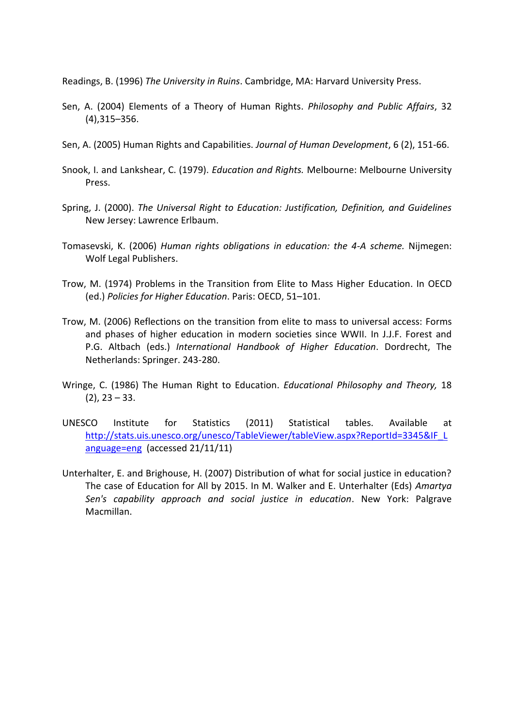Readings, B. (1996) *The University in Ruins*. Cambridge, MA: Harvard University Press.

Sen, A. (2004) Elements of a Theory of Human Rights. *Philosophy and Public Affairs*, 32 (4),315–356.

Sen, A. (2005) Human Rights and Capabilities. *Journal of Human Development*, 6 (2), 151-66.

Snook, I. and Lankshear, C. (1979). *Education and Rights.* Melbourne: Melbourne University Press.

Spring, J. (2000). *The Universal Right to Education: Justification, Definition, and Guidelines* New Jersey: Lawrence Erlbaum.

Tomasevski, K. (2006) *Human rights obligations in education: the 4-A scheme.* Nijmegen: Wolf Legal Publishers.

Trow, M. (1974) Problems in the Transition from Elite to Mass Higher Education. In OECD (ed.) *Policies for Higher Education*. Paris: OECD, 51–101.

Trow, M. (2006) Reflections on the transition from elite to mass to universal access: Forms and phases of higher education in modern societies since WWII. In J.J.F. Forest and P.G. Altbach (eds.) *International Handbook of Higher Education*. Dordrecht, The Netherlands: Springer. 243-280.

Wringe, C. (1986) The Human Right to Education. *Educational Philosophy and Theory,* 18 (2), 23 – 33.

UNESCO Institute for Statistics (2011) Statistical tables. Available at http://stats.uis.unesco.org/unesco/TableViewer/tableView.aspx?ReportId=3345&IF_Language=eng (accessed 21/11/11)

Unterhalter, E. and Brighouse, H. (2007) Distribution of what for social justice in education? The case of Education for All by 2015. In M. Walker and E. Unterhalter (Eds) *Amartya Sen's capability approach and social justice in education*. New York: Palgrave Macmillan.